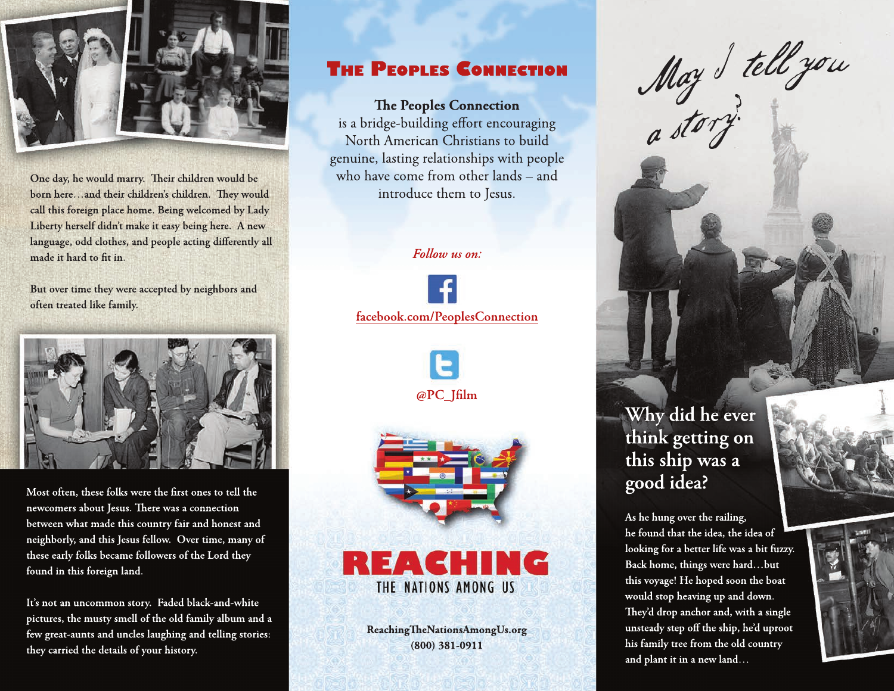One day, he would marry. Their children would be born here…and their children's children. They would call this foreign place home. Being welcomed by Lady Liberty herself didn't make it easy being here. A new language, odd clothes, and people acting differently all made it hard to fit in.

But over time they were accepted by neighbors and often treated like family.

Most often, these folks were the first ones to tell the newcomers about Jesus. There was a connection between what made this country fair and honest and neighborly, and this Jesus fellow. Over time, many of these early folks became followers of the Lord they found in this foreign land.

It's not an uncommon story. Faded black-and-white pictures, the musty smell of the old family album and a few great-aunts and uncles laughing and telling stories: they carried the details of your history.

# The Peoples Connection

**The Peoples Connection** is a bridge-building effort encouraging North American Christians to build genuine, lasting relationships with people who have come from other lands – and introduce them to Jesus.

*Follow us on:*

facebook.com/PeoplesConnection

@PC_Jfilm

**REACHING** THE NATIONS AMONG US

ReachingTheNationsAmongUs.org
(800) 381-0911

*May I tell you a story?*

## Why did he ever think getting on this ship was a good idea?

As he hung over the railing, he found that the idea, the idea of looking for a better life was a bit fuzzy. Back home, things were hard…but this voyage! He hoped soon the boat would stop heaving up and down. They'd drop anchor and, with a single unsteady step off the ship, he'd uproot his family tree from the old country and plant it in a new land…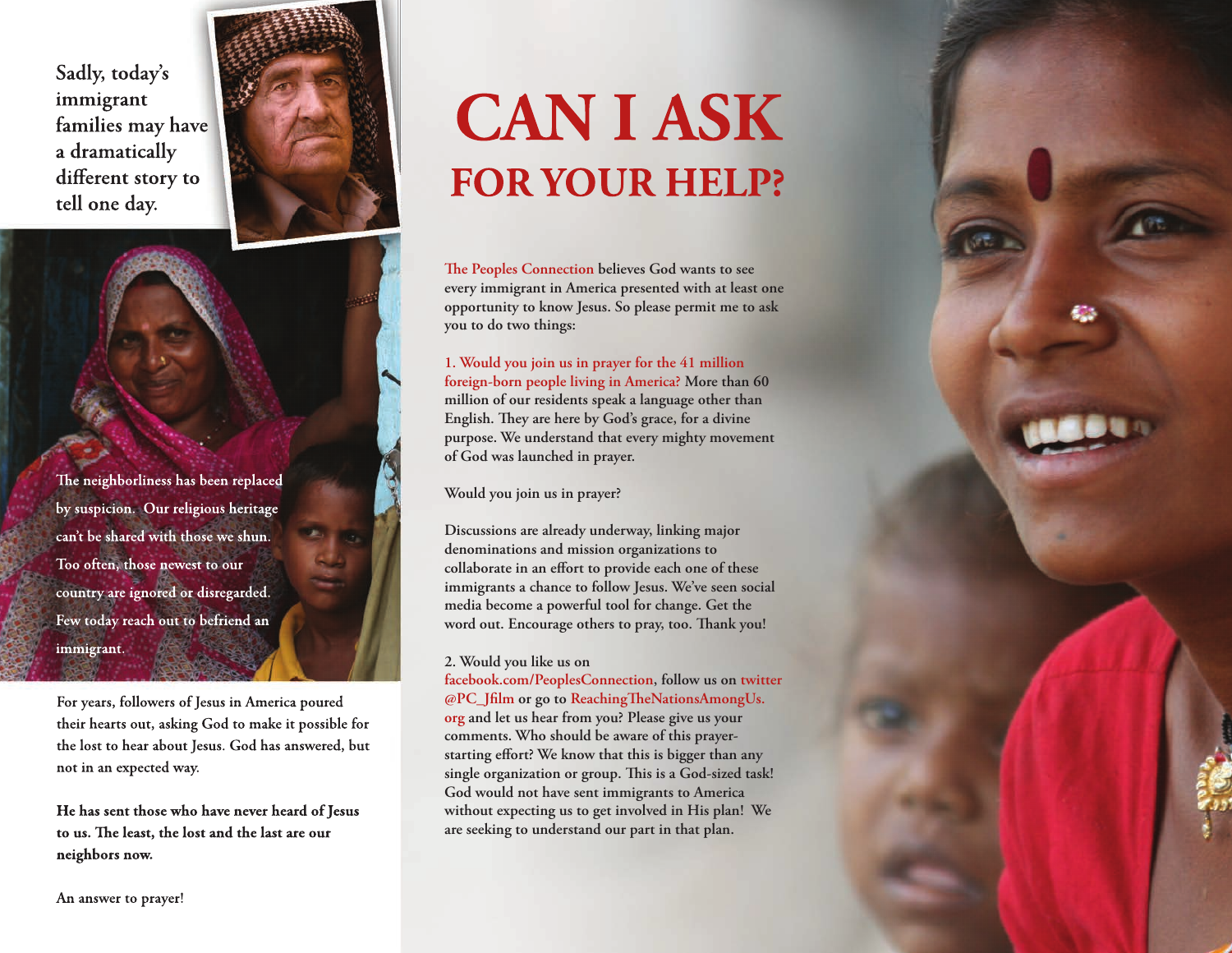Sadly, today's immigrant families may have a dramatically different story to tell one day.

The neighborliness has been replaced by suspicion. Our religious heritage can't be shared with those we shun. Too often, those newest to our country are ignored or disregarded. Few today reach out to befriend an immigrant.

For years, followers of Jesus in America poured their hearts out, asking God to make it possible for the lost to hear about Jesus. God has answered, but not in an expected way.

**He has sent those who have never heard of Jesus to us. The least, the lost and the last are our neighbors now.**

An answer to prayer!

# CAN I ASK
## FOR YOUR HELP?

The Peoples Connection believes God wants to see every immigrant in America presented with at least one opportunity to know Jesus. So please permit me to ask you to do two things:

1. Would you join us in prayer for the 41 million foreign-born people living in America? More than 60 million of our residents speak a language other than English. They are here by God's grace, for a divine purpose. We understand that every mighty movement of God was launched in prayer.

Would you join us in prayer?

Discussions are already underway, linking major denominations and mission organizations to collaborate in an effort to provide each one of these immigrants a chance to follow Jesus. We've seen social media become a powerful tool for change. Get the word out. Encourage others to pray, too. Thank you!

2. Would you like us on facebook.com/PeoplesConnection, follow us on twitter @PC_Jfilm or go to ReachingTheNationsAmongUs.org and let us hear from you? Please give us your comments. Who should be aware of this prayer-starting effort? We know that this is bigger than any single organization or group. This is a God-sized task! God would not have sent immigrants to America without expecting us to get involved in His plan! We are seeking to understand our part in that plan.